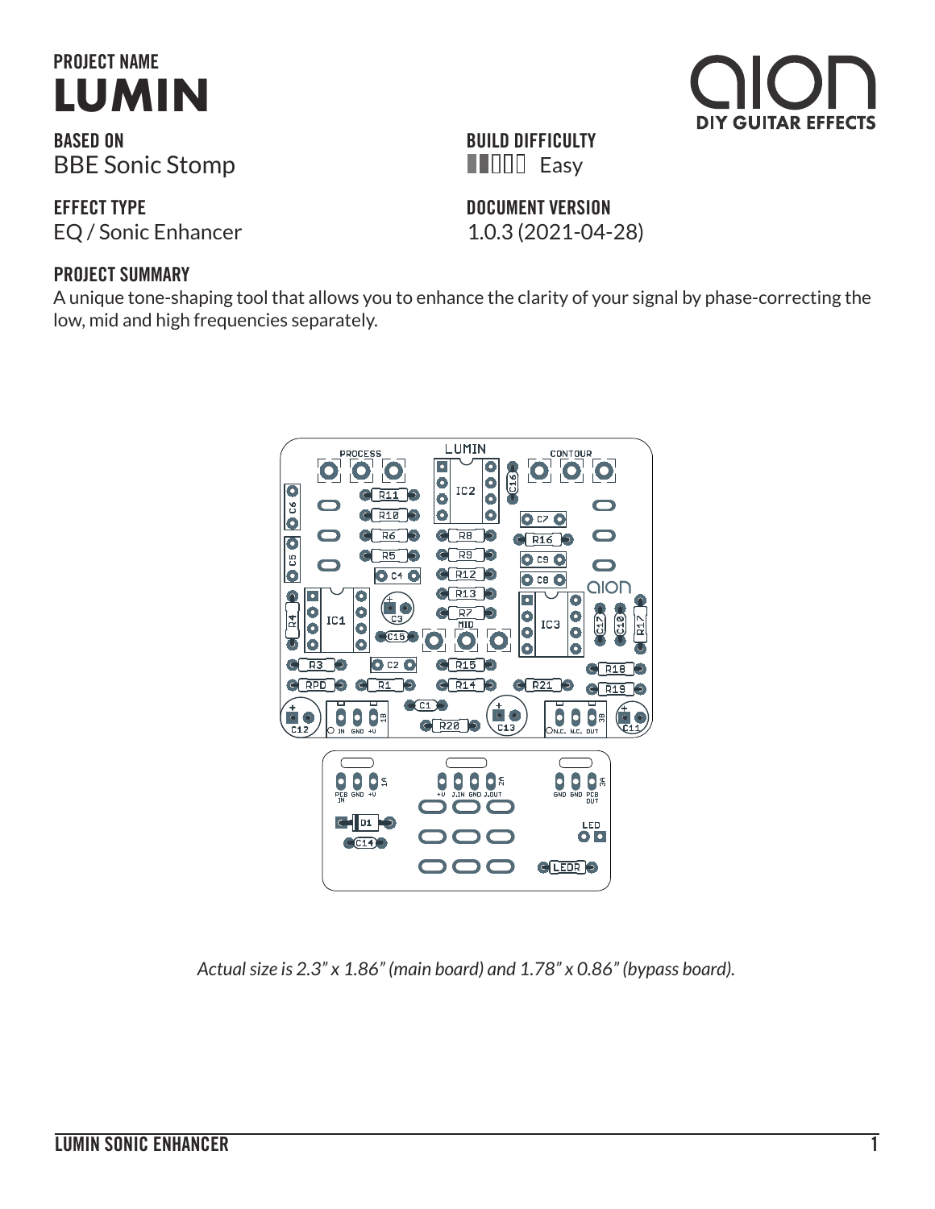## PROJECT NAME
# LUMIN

**BASED ON**
BBE Sonic Stomp

**BUILD DIFFICULTY**
Easy

**EFFECT TYPE**
EQ / Sonic Enhancer

**DOCUMENT VERSION**
1.0.3 (2021-04-28)

**PROJECT SUMMARY**
A unique tone-shaping tool that allows you to enhance the clarity of your signal by phase-correcting the low, mid and high frequencies separately.

*Actual size is 2.3" x 1.86" (main board) and 1.78" x 0.86" (bypass board).*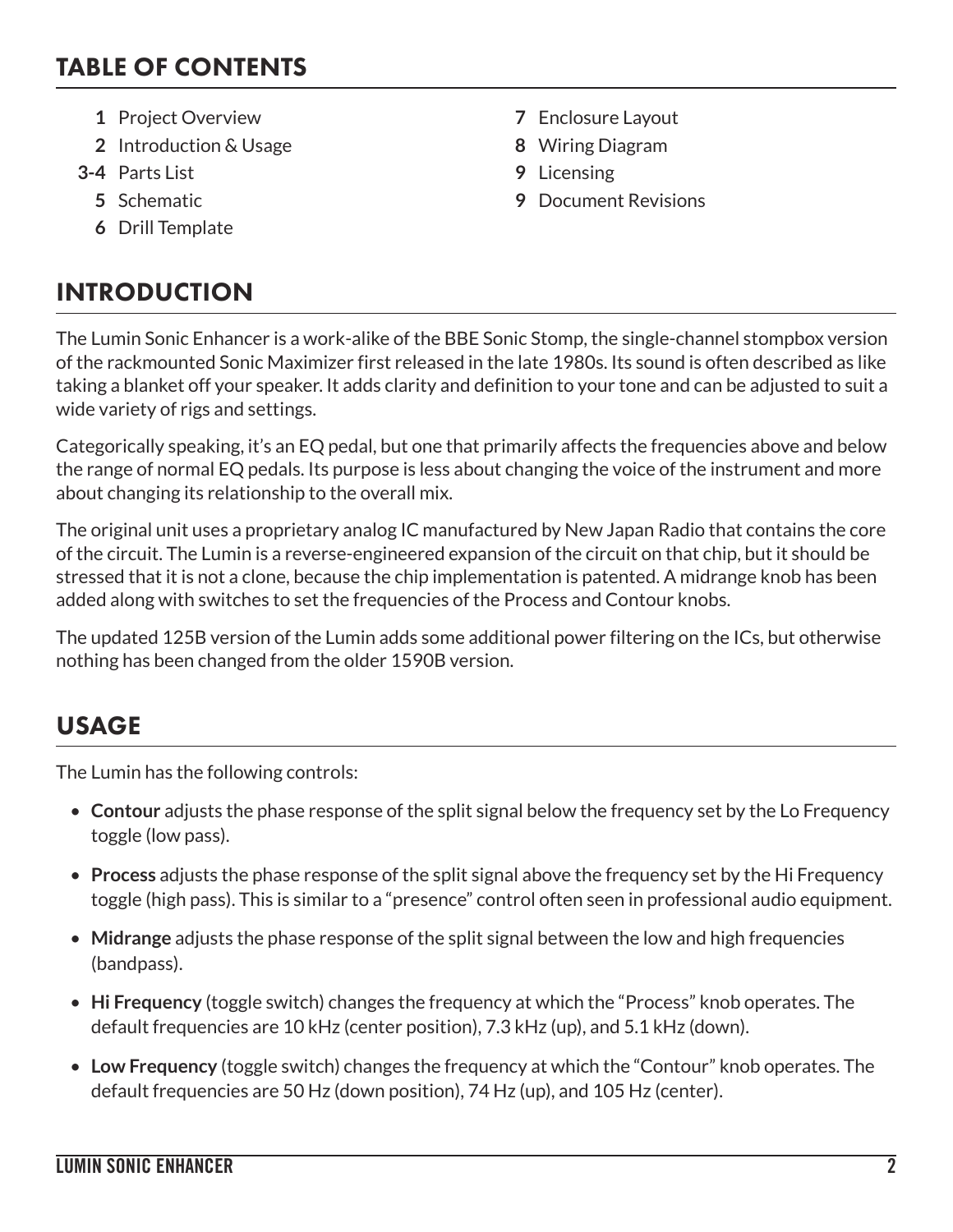## TABLE OF CONTENTS

- **1** Project Overview
- **2** Introduction & Usage
- **3-4** Parts List
- **5** Schematic
- **6** Drill Template
- **7** Enclosure Layout
- **8** Wiring Diagram
- **9** Licensing
- **9** Document Revisions

## INTRODUCTION

The Lumin Sonic Enhancer is a work-alike of the BBE Sonic Stomp, the single-channel stompbox version of the rackmounted Sonic Maximizer first released in the late 1980s. Its sound is often described as like taking a blanket off your speaker. It adds clarity and definition to your tone and can be adjusted to suit a wide variety of rigs and settings.

Categorically speaking, it's an EQ pedal, but one that primarily affects the frequencies above and below the range of normal EQ pedals. Its purpose is less about changing the voice of the instrument and more about changing its relationship to the overall mix.

The original unit uses a proprietary analog IC manufactured by New Japan Radio that contains the core of the circuit. The Lumin is a reverse-engineered expansion of the circuit on that chip, but it should be stressed that it is not a clone, because the chip implementation is patented. A midrange knob has been added along with switches to set the frequencies of the Process and Contour knobs.

The updated 125B version of the Lumin adds some additional power filtering on the ICs, but otherwise nothing has been changed from the older 1590B version.

## USAGE

The Lumin has the following controls:

- **Contour** adjusts the phase response of the split signal below the frequency set by the Lo Frequency toggle (low pass).
- **Process** adjusts the phase response of the split signal above the frequency set by the Hi Frequency toggle (high pass). This is similar to a "presence" control often seen in professional audio equipment.
- **Midrange** adjusts the phase response of the split signal between the low and high frequencies (bandpass).
- **Hi Frequency** (toggle switch) changes the frequency at which the "Process" knob operates. The default frequencies are 10 kHz (center position), 7.3 kHz (up), and 5.1 kHz (down).
- **Low Frequency** (toggle switch) changes the frequency at which the "Contour" knob operates. The default frequencies are 50 Hz (down position), 74 Hz (up), and 105 Hz (center).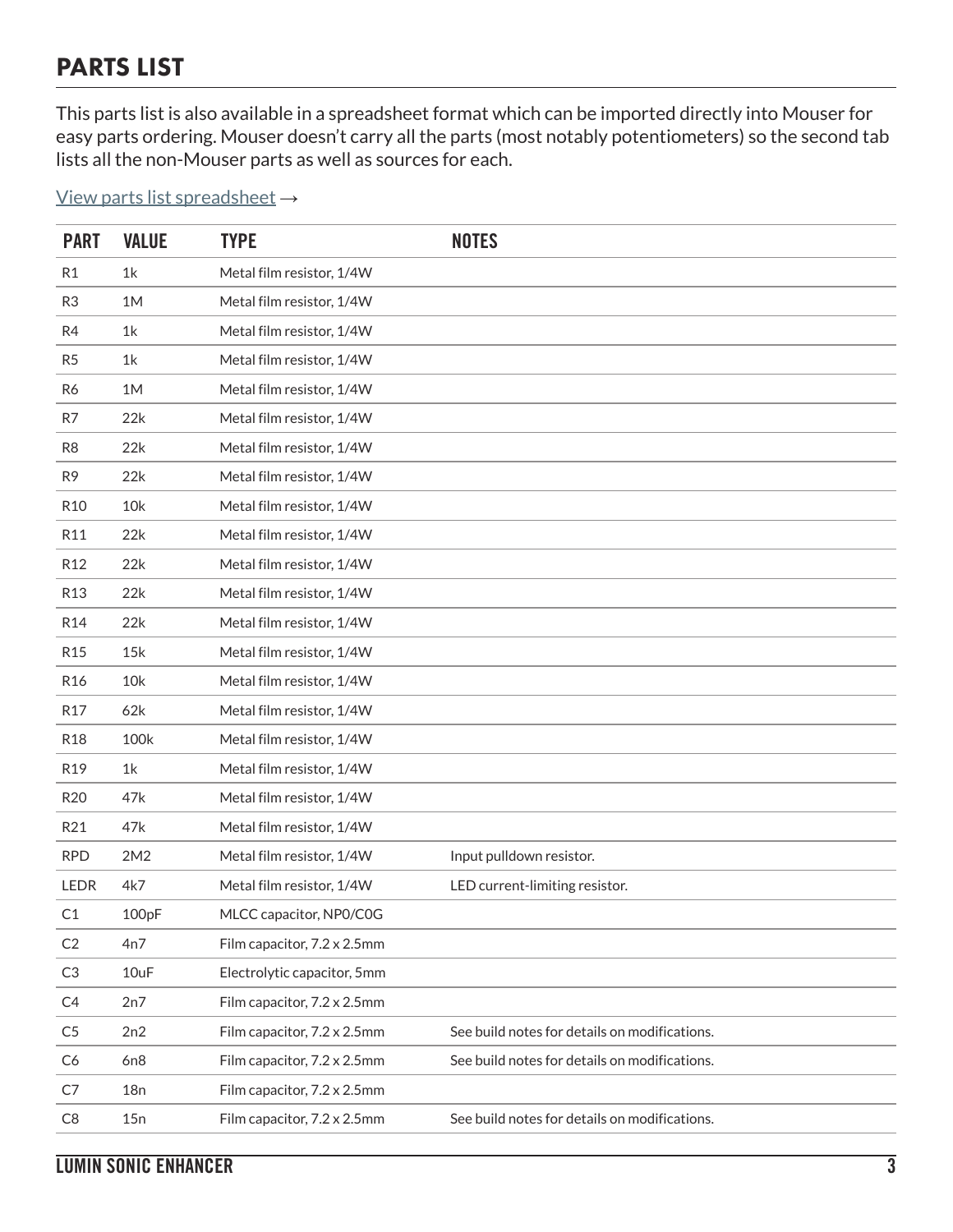## PARTS LIST

This parts list is also available in a spreadsheet format which can be imported directly into Mouser for easy parts ordering. Mouser doesn't carry all the parts (most notably potentiometers) so the second tab lists all the non-Mouser parts as well as sources for each.

View parts list spreadsheet →

| PART | VALUE | TYPE | NOTES |
|---|---|---|---|
| R1 | 1k | Metal film resistor, 1/4W | |
| R3 | 1M | Metal film resistor, 1/4W | |
| R4 | 1k | Metal film resistor, 1/4W | |
| R5 | 1k | Metal film resistor, 1/4W | |
| R6 | 1M | Metal film resistor, 1/4W | |
| R7 | 22k | Metal film resistor, 1/4W | |
| R8 | 22k | Metal film resistor, 1/4W | |
| R9 | 22k | Metal film resistor, 1/4W | |
| R10 | 10k | Metal film resistor, 1/4W | |
| R11 | 22k | Metal film resistor, 1/4W | |
| R12 | 22k | Metal film resistor, 1/4W | |
| R13 | 22k | Metal film resistor, 1/4W | |
| R14 | 22k | Metal film resistor, 1/4W | |
| R15 | 15k | Metal film resistor, 1/4W | |
| R16 | 10k | Metal film resistor, 1/4W | |
| R17 | 62k | Metal film resistor, 1/4W | |
| R18 | 100k | Metal film resistor, 1/4W | |
| R19 | 1k | Metal film resistor, 1/4W | |
| R20 | 47k | Metal film resistor, 1/4W | |
| R21 | 47k | Metal film resistor, 1/4W | |
| RPD | 2M2 | Metal film resistor, 1/4W | Input pulldown resistor. |
| LEDR | 4k7 | Metal film resistor, 1/4W | LED current-limiting resistor. |
| C1 | 100pF | MLCC capacitor, NP0/C0G | |
| C2 | 4n7 | Film capacitor, 7.2 x 2.5mm | |
| C3 | 10uF | Electrolytic capacitor, 5mm | |
| C4 | 2n7 | Film capacitor, 7.2 x 2.5mm | |
| C5 | 2n2 | Film capacitor, 7.2 x 2.5mm | See build notes for details on modifications. |
| C6 | 6n8 | Film capacitor, 7.2 x 2.5mm | See build notes for details on modifications. |
| C7 | 18n | Film capacitor, 7.2 x 2.5mm | |
| C8 | 15n | Film capacitor, 7.2 x 2.5mm | See build notes for details on modifications. |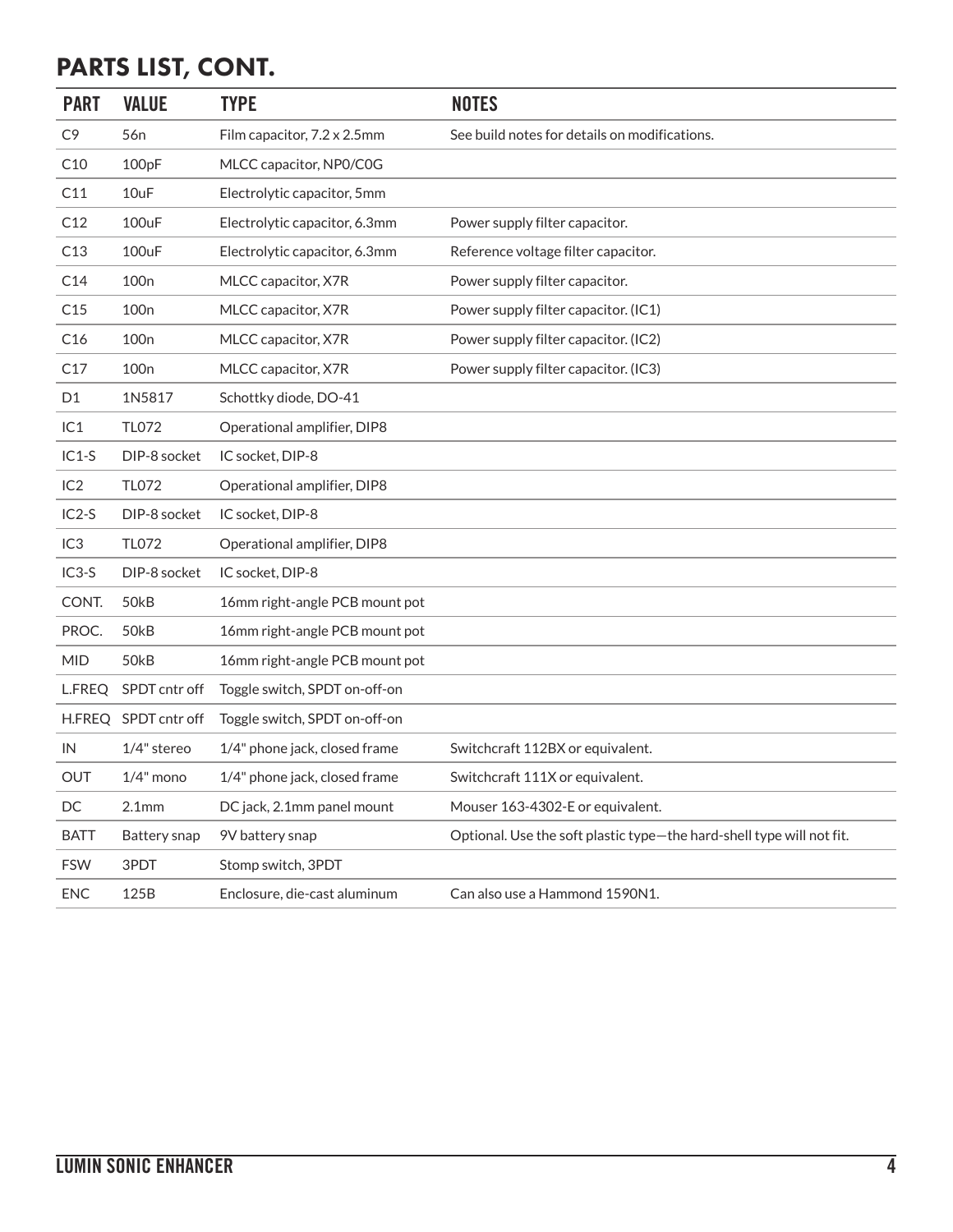## PARTS LIST, CONT.

| PART | VALUE | TYPE | NOTES |
|---|---|---|---|
| C9 | 56n | Film capacitor, 7.2 x 2.5mm | See build notes for details on modifications. |
| C10 | 100pF | MLCC capacitor, NP0/C0G | |
| C11 | 10uF | Electrolytic capacitor, 5mm | |
| C12 | 100uF | Electrolytic capacitor, 6.3mm | Power supply filter capacitor. |
| C13 | 100uF | Electrolytic capacitor, 6.3mm | Reference voltage filter capacitor. |
| C14 | 100n | MLCC capacitor, X7R | Power supply filter capacitor. |
| C15 | 100n | MLCC capacitor, X7R | Power supply filter capacitor. (IC1) |
| C16 | 100n | MLCC capacitor, X7R | Power supply filter capacitor. (IC2) |
| C17 | 100n | MLCC capacitor, X7R | Power supply filter capacitor. (IC3) |
| D1 | 1N5817 | Schottky diode, DO-41 | |
| IC1 | TL072 | Operational amplifier, DIP8 | |
| IC1-S | DIP-8 socket | IC socket, DIP-8 | |
| IC2 | TL072 | Operational amplifier, DIP8 | |
| IC2-S | DIP-8 socket | IC socket, DIP-8 | |
| IC3 | TL072 | Operational amplifier, DIP8 | |
| IC3-S | DIP-8 socket | IC socket, DIP-8 | |
| CONT. | 50kB | 16mm right-angle PCB mount pot | |
| PROC. | 50kB | 16mm right-angle PCB mount pot | |
| MID | 50kB | 16mm right-angle PCB mount pot | |
| L.FREQ | SPDT cntr off | Toggle switch, SPDT on-off-on | |
| H.FREQ | SPDT cntr off | Toggle switch, SPDT on-off-on | |
| IN | 1/4" stereo | 1/4" phone jack, closed frame | Switchcraft 112BX or equivalent. |
| OUT | 1/4" mono | 1/4" phone jack, closed frame | Switchcraft 111X or equivalent. |
| DC | 2.1mm | DC jack, 2.1mm panel mount | Mouser 163-4302-E or equivalent. |
| BATT | Battery snap | 9V battery snap | Optional. Use the soft plastic type—the hard-shell type will not fit. |
| FSW | 3PDT | Stomp switch, 3PDT | |
| ENC | 125B | Enclosure, die-cast aluminum | Can also use a Hammond 1590N1. |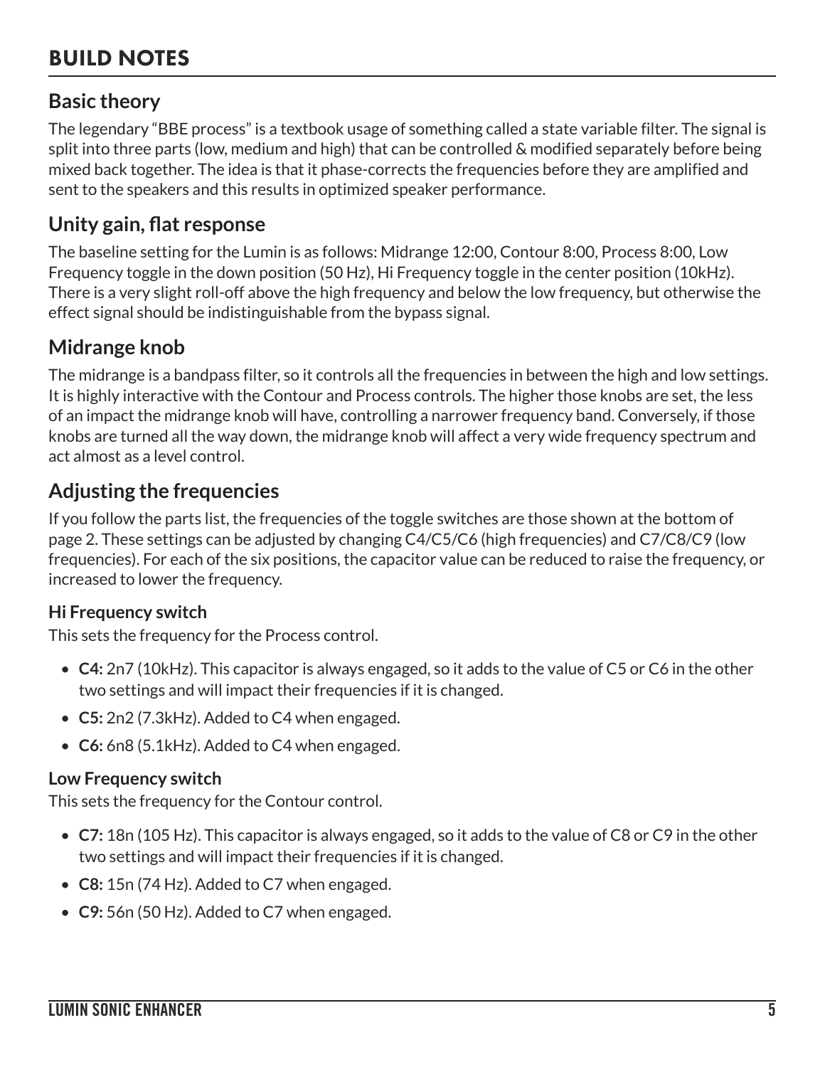# BUILD NOTES

## Basic theory

The legendary "BBE process" is a textbook usage of something called a state variable filter. The signal is split into three parts (low, medium and high) that can be controlled & modified separately before being mixed back together. The idea is that it phase-corrects the frequencies before they are amplified and sent to the speakers and this results in optimized speaker performance.

## Unity gain, flat response

The baseline setting for the Lumin is as follows: Midrange 12:00, Contour 8:00, Process 8:00, Low Frequency toggle in the down position (50 Hz), Hi Frequency toggle in the center position (10kHz). There is a very slight roll-off above the high frequency and below the low frequency, but otherwise the effect signal should be indistinguishable from the bypass signal.

## Midrange knob

The midrange is a bandpass filter, so it controls all the frequencies in between the high and low settings. It is highly interactive with the Contour and Process controls. The higher those knobs are set, the less of an impact the midrange knob will have, controlling a narrower frequency band. Conversely, if those knobs are turned all the way down, the midrange knob will affect a very wide frequency spectrum and act almost as a level control.

## Adjusting the frequencies

If you follow the parts list, the frequencies of the toggle switches are those shown at the bottom of page 2. These settings can be adjusted by changing C4/C5/C6 (high frequencies) and C7/C8/C9 (low frequencies). For each of the six positions, the capacitor value can be reduced to raise the frequency, or increased to lower the frequency.

### Hi Frequency switch

This sets the frequency for the Process control.

- **C4:** 2n7 (10kHz). This capacitor is always engaged, so it adds to the value of C5 or C6 in the other two settings and will impact their frequencies if it is changed.
- **C5:** 2n2 (7.3kHz). Added to C4 when engaged.
- **C6:** 6n8 (5.1kHz). Added to C4 when engaged.

### Low Frequency switch

This sets the frequency for the Contour control.

- **C7:** 18n (105 Hz). This capacitor is always engaged, so it adds to the value of C8 or C9 in the other two settings and will impact their frequencies if it is changed.
- **C8:** 15n (74 Hz). Added to C7 when engaged.
- **C9:** 56n (50 Hz). Added to C7 when engaged.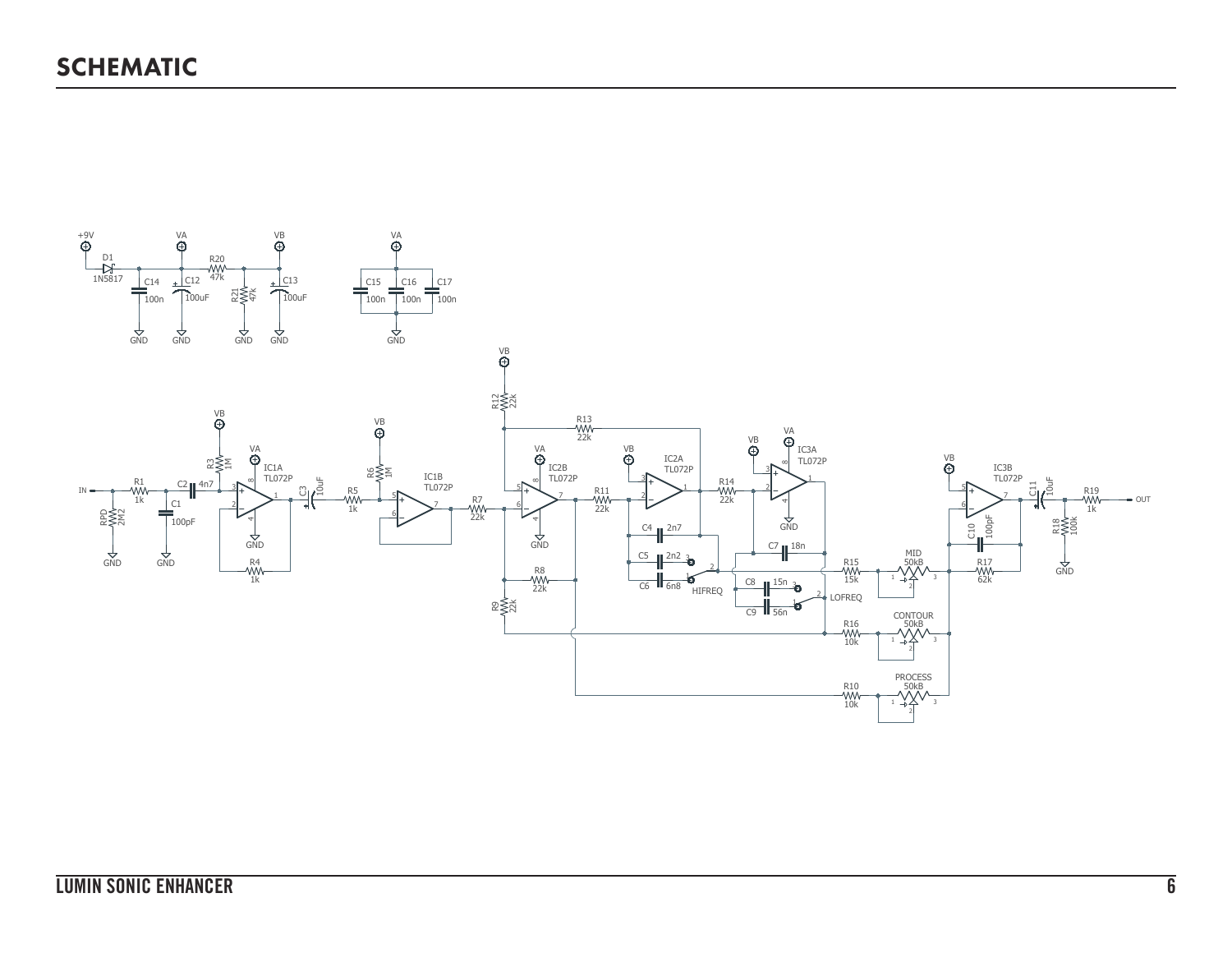# SCHEMATIC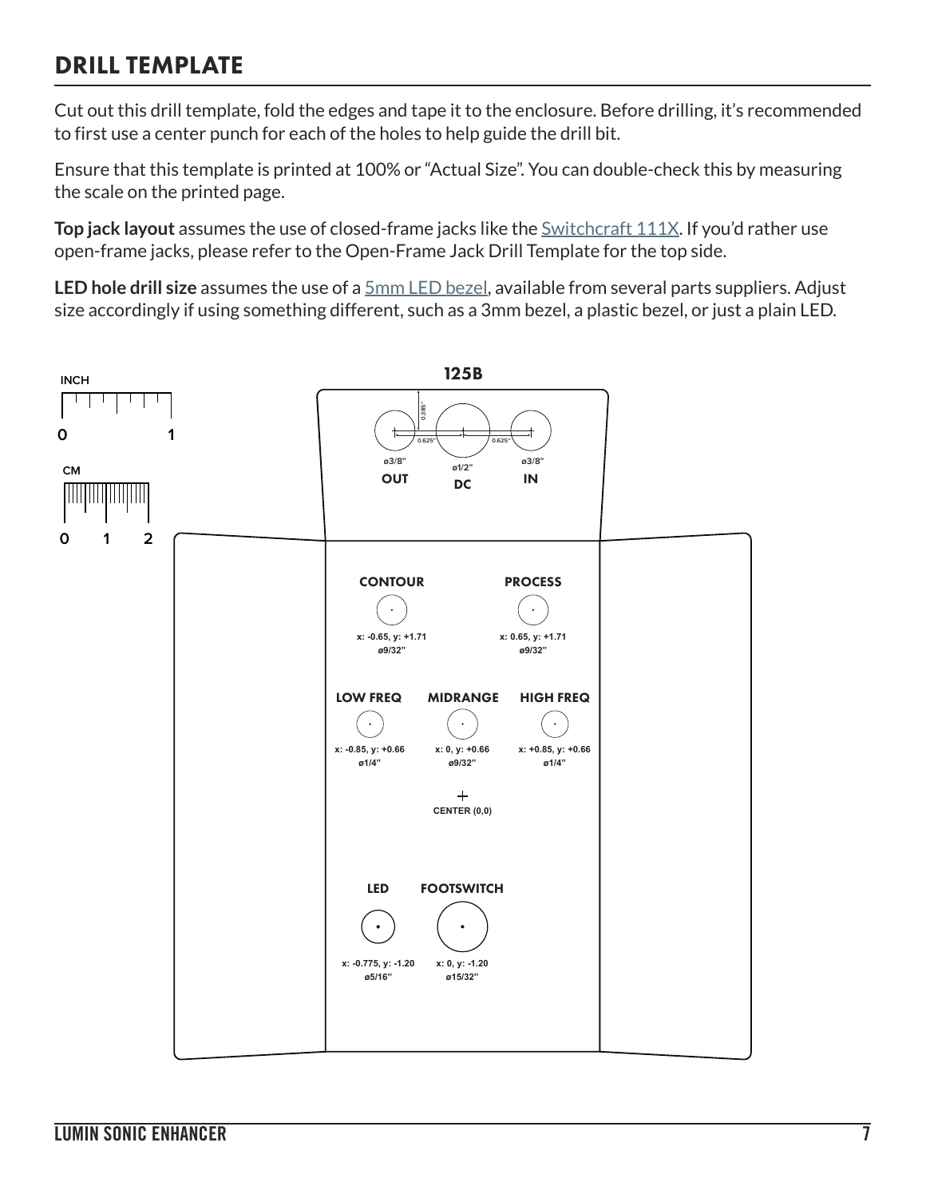## DRILL TEMPLATE

Cut out this drill template, fold the edges and tape it to the enclosure. Before drilling, it's recommended to first use a center punch for each of the holes to help guide the drill bit.

Ensure that this template is printed at 100% or "Actual Size". You can double-check this by measuring the scale on the printed page.

**Top jack layout** assumes the use of closed-frame jacks like the Switchcraft 111X. If you'd rather use open-frame jacks, please refer to the Open-Frame Jack Drill Template for the top side.

**LED hole drill size** assumes the use of a 5mm LED bezel, available from several parts suppliers. Adjust size accordingly if using something different, such as a 3mm bezel, a plastic bezel, or just a plain LED.

INCH
0 1

CM
0 1 2

**125B**

0.385"

0.625" 0.625"

ø3/8" **OUT**

ø1/2" **DC**

ø3/8" **IN**

**CONTOUR**
x: -0.65, y: +1.71
ø9/32"

**PROCESS**
x: 0.65, y: +1.71
ø9/32"

**LOW FREQ**
x: -0.85, y: +0.66
ø1/4"

**MIDRANGE**
x: 0, y: +0.66
ø9/32"

**HIGH FREQ**
x: +0.85, y: +0.66
ø1/4"

CENTER (0,0)

**LED**
x: -0.775, y: -1.20
ø5/16"

**FOOTSWITCH**
x: 0, y: -1.20
ø15/32"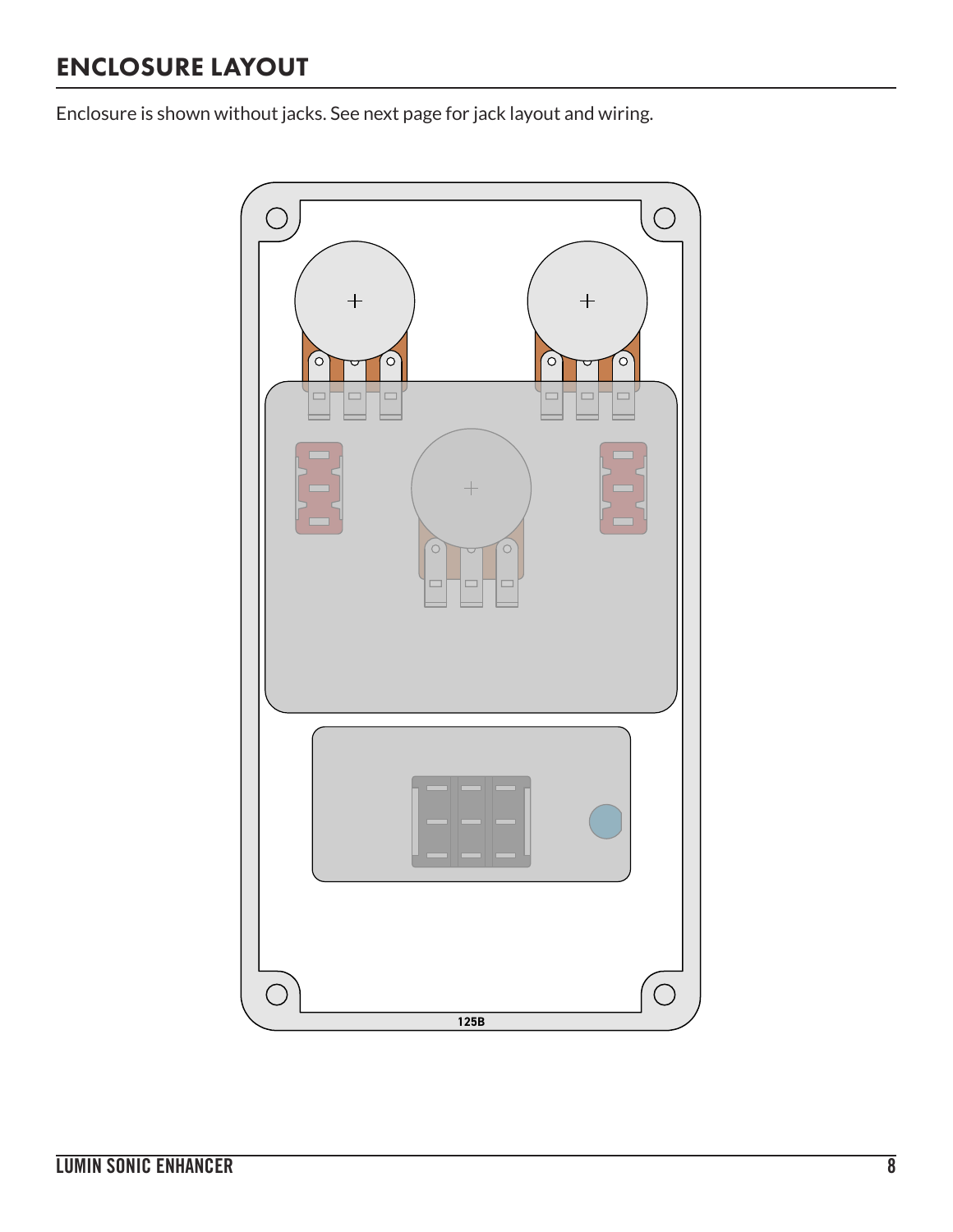## ENCLOSURE LAYOUT

Enclosure is shown without jacks. See next page for jack layout and wiring.

125B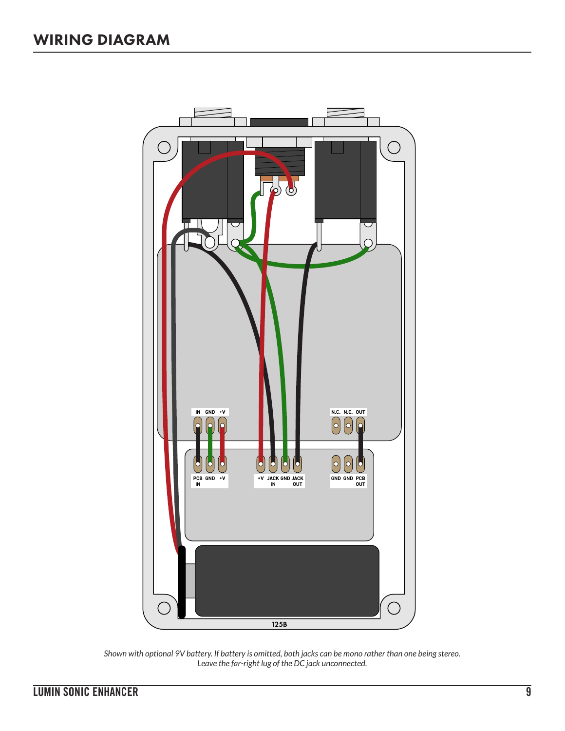# WIRING DIAGRAM

*Shown with optional 9V battery. If battery is omitted, both jacks can be mono rather than one being stereo. Leave the far-right lug of the DC jack unconnected.*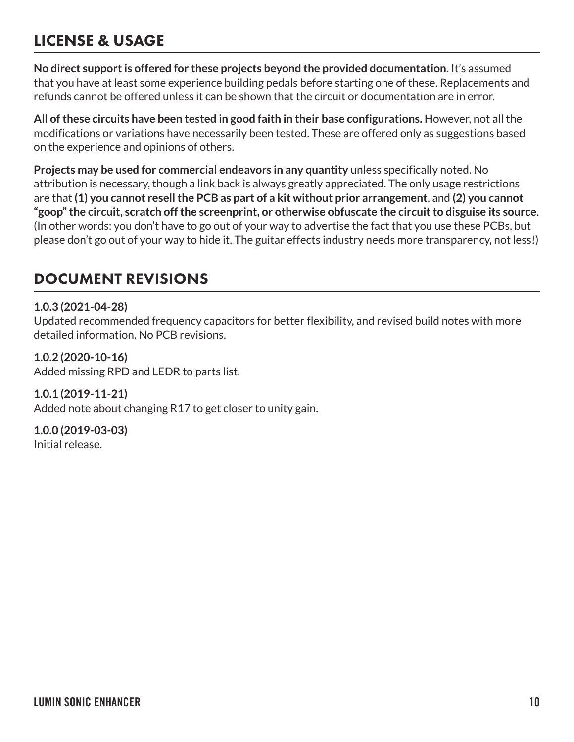## LICENSE & USAGE

**No direct support is offered for these projects beyond the provided documentation.** It's assumed that you have at least some experience building pedals before starting one of these. Replacements and refunds cannot be offered unless it can be shown that the circuit or documentation are in error.

**All of these circuits have been tested in good faith in their base configurations.** However, not all the modifications or variations have necessarily been tested. These are offered only as suggestions based on the experience and opinions of others.

**Projects may be used for commercial endeavors in any quantity** unless specifically noted. No attribution is necessary, though a link back is always greatly appreciated. The only usage restrictions are that **(1) you cannot resell the PCB as part of a kit without prior arrangement**, and **(2) you cannot "goop" the circuit, scratch off the screenprint, or otherwise obfuscate the circuit to disguise its source**. (In other words: you don't have to go out of your way to advertise the fact that you use these PCBs, but please don't go out of your way to hide it. The guitar effects industry needs more transparency, not less!)

## DOCUMENT REVISIONS

**1.0.3 (2021-04-28)**
Updated recommended frequency capacitors for better flexibility, and revised build notes with more detailed information. No PCB revisions.

**1.0.2 (2020-10-16)**
Added missing RPD and LEDR to parts list.

**1.0.1 (2019-11-21)**
Added note about changing R17 to get closer to unity gain.

**1.0.0 (2019-03-03)**
Initial release.